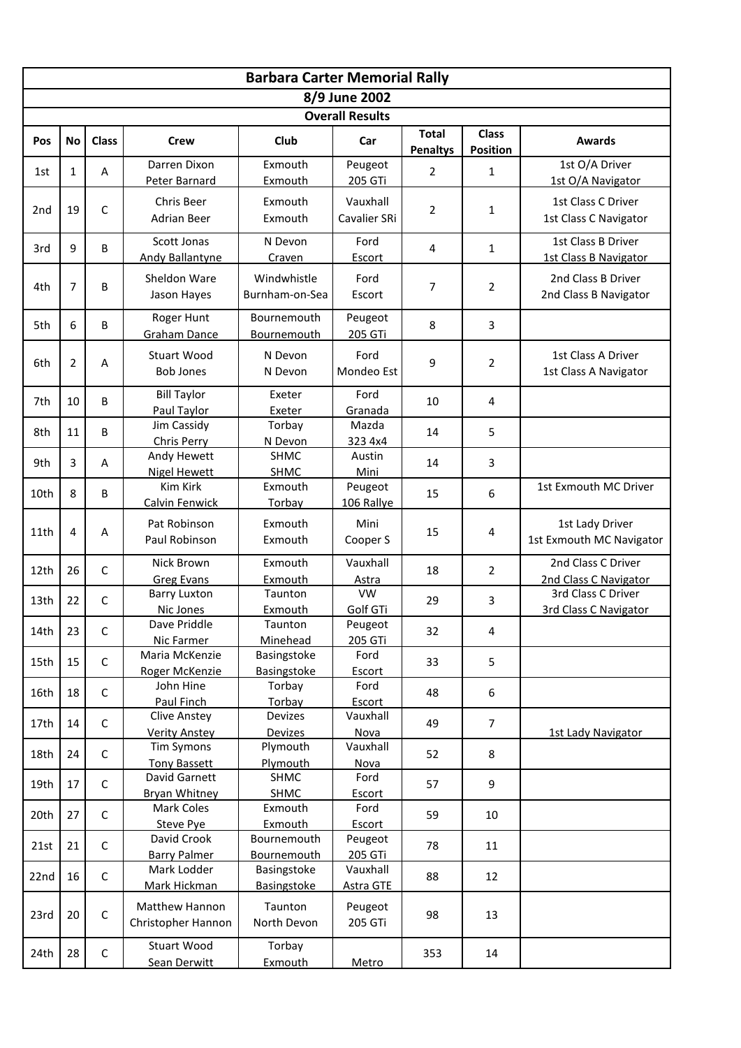# Barbara Carter Memorial Rally

## 8/9 June 2002

### Overall Results

| Pos | No | Class | Crew | Club | Car | Total Penaltys | Class Position | Awards |
|---|---|---|---|---|---|---|---|---|
| 1st | 1 | A | Darren Dixon<br>Peter Barnard | Exmouth<br>Exmouth | Peugeot<br>205 GTi | 2 | 1 | 1st O/A Driver<br>1st O/A Navigator |
| 2nd | 19 | C | Chris Beer<br>Adrian Beer | Exmouth<br>Exmouth | Vauxhall<br>Cavalier SRi | 2 | 1 | 1st Class C Driver<br>1st Class C Navigator |
| 3rd | 9 | B | Scott Jonas<br>Andy Ballantyne | N Devon<br>Craven | Ford<br>Escort | 4 | 1 | 1st Class B Driver<br>1st Class B Navigator |
| 4th | 7 | B | Sheldon Ware<br>Jason Hayes | Windwhistle<br>Burnham-on-Sea | Ford<br>Escort | 7 | 2 | 2nd Class B Driver<br>2nd Class B Navigator |
| 5th | 6 | B | Roger Hunt<br>Graham Dance | Bournemouth<br>Bournemouth | Peugeot<br>205 GTi | 8 | 3 | |
| 6th | 2 | A | Stuart Wood<br>Bob Jones | N Devon<br>N Devon | Ford<br>Mondeo Est | 9 | 2 | 1st Class A Driver<br>1st Class A Navigator |
| 7th | 10 | B | Bill Taylor<br>Paul Taylor | Exeter<br>Exeter | Ford<br>Granada | 10 | 4 | |
| 8th | 11 | B | Jim Cassidy<br>Chris Perry | Torbay<br>N Devon | Mazda<br>323 4x4 | 14 | 5 | |
| 9th | 3 | A | Andy Hewett<br>Nigel Hewett | SHMC<br>SHMC | Austin<br>Mini | 14 | 3 | |
| 10th | 8 | B | Kim Kirk<br>Calvin Fenwick | Exmouth<br>Torbay | Peugeot<br>106 Rallye | 15 | 6 | 1st Exmouth MC Driver |
| 11th | 4 | A | Pat Robinson<br>Paul Robinson | Exmouth<br>Exmouth | Mini<br>Cooper S | 15 | 4 | 1st Lady Driver<br>1st Exmouth MC Navigator |
| 12th | 26 | C | Nick Brown<br>Greg Evans | Exmouth<br>Exmouth | Vauxhall<br>Astra | 18 | 2 | 2nd Class C Driver<br>2nd Class C Navigator |
| 13th | 22 | C | Barry Luxton<br>Nic Jones | Taunton<br>Exmouth | VW<br>Golf GTi | 29 | 3 | 3rd Class C Driver<br>3rd Class C Navigator |
| 14th | 23 | C | Dave Priddle<br>Nic Farmer | Taunton<br>Minehead | Peugeot<br>205 GTi | 32 | 4 | |
| 15th | 15 | C | Maria McKenzie<br>Roger McKenzie | Basingstoke<br>Basingstoke | Ford<br>Escort | 33 | 5 | |
| 16th | 18 | C | John Hine<br>Paul Finch | Torbay<br>Torbay | Ford<br>Escort | 48 | 6 | |
| 17th | 14 | C | Clive Anstey<br>Verity Anstey | Devizes<br>Devizes | Vauxhall<br>Nova | 49 | 7 | 1st Lady Navigator |
| 18th | 24 | C | Tim Symons<br>Tony Bassett | Plymouth<br>Plymouth | Vauxhall<br>Nova | 52 | 8 | |
| 19th | 17 | C | David Garnett<br>Bryan Whitney | SHMC<br>SHMC | Ford<br>Escort | 57 | 9 | |
| 20th | 27 | C | Mark Coles<br>Steve Pye | Exmouth<br>Exmouth | Ford<br>Escort | 59 | 10 | |
| 21st | 21 | C | David Crook<br>Barry Palmer | Bournemouth<br>Bournemouth | Peugeot<br>205 GTi | 78 | 11 | |
| 22nd | 16 | C | Mark Lodder<br>Mark Hickman | Basingstoke<br>Basingstoke | Vauxhall<br>Astra GTE | 88 | 12 | |
| 23rd | 20 | C | Matthew Hannon<br>Christopher Hannon | Taunton<br>North Devon | Peugeot<br>205 GTi | 98 | 13 | |
| 24th | 28 | C | Stuart Wood<br>Sean Derwitt | Torbay<br>Exmouth | Metro | 353 | 14 | |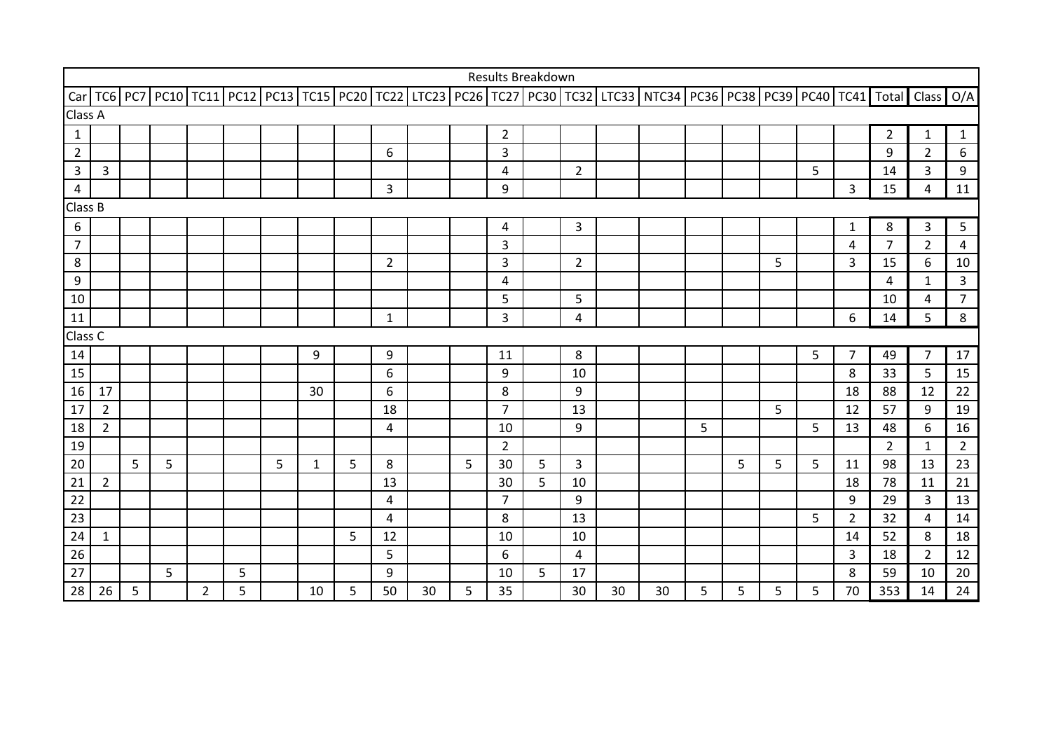| Results Breakdown | | | | | | | | | | | | | | | | | | | | | | | | |
|---|---|---|---|---|---|---|---|---|---|---|---|---|---|---|---|---|---|---|---|---|---|---|---|---|
| Car | TC6 | PC7 | PC10 | TC11 | PC12 | PC13 | TC15 | PC20 | TC22 | LTC23 | PC26 | TC27 | PC30 | TC32 | LTC33 | NTC34 | PC36 | PC38 | PC39 | PC40 | TC41 | Total | Class | O/A |
| Class A | | | | | | | | | | | | | | | | | | | | | | | | |
| 1 | | | | | | | | | | | | 2 | | | | | | | | | | 2 | 1 | 1 |
| 2 | | | | | | | | | 6 | | | 3 | | | | | | | | | | 9 | 2 | 6 |
| 3 | 3 | | | | | | | | | | | 4 | | 2 | | | | | | 5 | | 14 | 3 | 9 |
| 4 | | | | | | | | | 3 | | | 9 | | | | | | | | | 3 | 15 | 4 | 11 |
| Class B | | | | | | | | | | | | | | | | | | | | | | | | |
| 6 | | | | | | | | | | | | 4 | | 3 | | | | | | | 1 | 8 | 3 | 5 |
| 7 | | | | | | | | | | | | 3 | | | | | | | | | 4 | 7 | 2 | 4 |
| 8 | | | | | | | | | 2 | | | 3 | | 2 | | | | | 5 | | 3 | 15 | 6 | 10 |
| 9 | | | | | | | | | | | | 4 | | | | | | | | | | 4 | 1 | 3 |
| 10 | | | | | | | | | | | | 5 | | 5 | | | | | | | | 10 | 4 | 7 |
| 11 | | | | | | | | | 1 | | | 3 | | 4 | | | | | | | 6 | 14 | 5 | 8 |
| Class C | | | | | | | | | | | | | | | | | | | | | | | | |
| 14 | | | | | | | 9 | | 9 | | | 11 | | 8 | | | | | | 5 | 7 | 49 | 7 | 17 |
| 15 | | | | | | | | | 6 | | | 9 | | 10 | | | | | | | 8 | 33 | 5 | 15 |
| 16 | 17 | | | | | | 30 | | 6 | | | 8 | | 9 | | | | | | | 18 | 88 | 12 | 22 |
| 17 | 2 | | | | | | | | 18 | | | 7 | | 13 | | | | | 5 | | 12 | 57 | 9 | 19 |
| 18 | 2 | | | | | | | | 4 | | | 10 | | 9 | | | 5 | | | 5 | 13 | 48 | 6 | 16 |
| 19 | | | | | | | | | | | | 2 | | | | | | | | | | 2 | 1 | 2 |
| 20 | | 5 | 5 | | | 5 | 1 | 5 | 8 | | 5 | 30 | 5 | 3 | | | | 5 | 5 | 5 | 11 | 98 | 13 | 23 |
| 21 | 2 | | | | | | | | 13 | | | 30 | 5 | 10 | | | | | | | 18 | 78 | 11 | 21 |
| 22 | | | | | | | | | 4 | | | 7 | | 9 | | | | | | | 9 | 29 | 3 | 13 |
| 23 | | | | | | | | | 4 | | | 8 | | 13 | | | | | | 5 | 2 | 32 | 4 | 14 |
| 24 | 1 | | | | | | | 5 | 12 | | | 10 | | 10 | | | | | | | 14 | 52 | 8 | 18 |
| 26 | | | | | | | | | 5 | | | 6 | | 4 | | | | | | | 3 | 18 | 2 | 12 |
| 27 | | | 5 | | 5 | | | | 9 | | | 10 | 5 | 17 | | | | | | | 8 | 59 | 10 | 20 |
| 28 | 26 | 5 | | 2 | 5 | | 10 | 5 | 50 | 30 | 5 | 35 | | 30 | 30 | 30 | 5 | 5 | 5 | 5 | 70 | 353 | 14 | 24 |